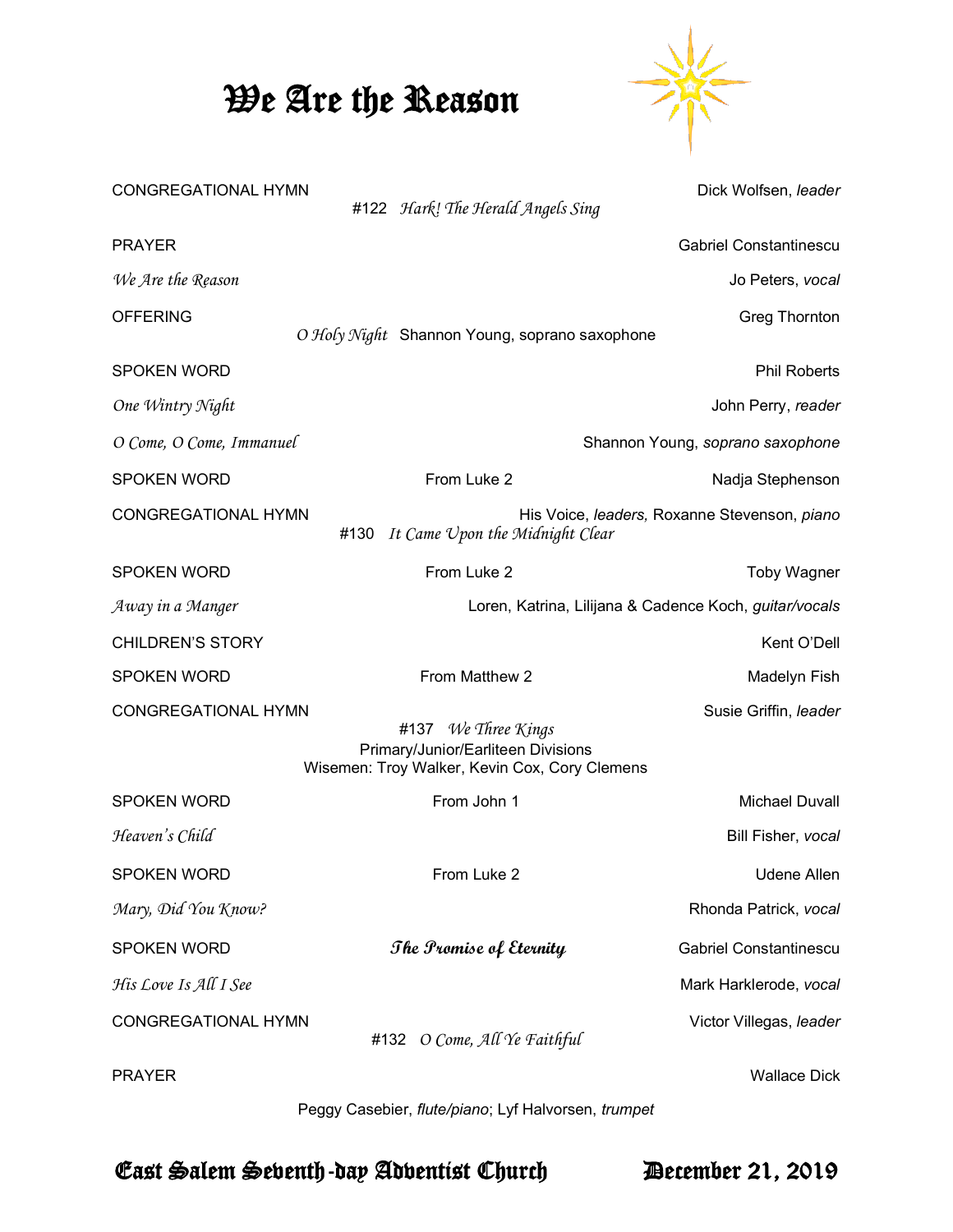# We Are the Reason

CONGREGATIONAL HYMN — Dick Wolfsen, *leader*
#122 *Hark! The Herald Angels Sing*

PRAYER — Gabriel Constantinescu

*We Are the Reason* — Jo Peters, *vocal*

OFFERING — Greg Thornton
*O Holy Night* Shannon Young, soprano saxophone

SPOKEN WORD — Phil Roberts

*One Wintry Night* — John Perry, *reader*

*O Come, O Come, Immanuel* — Shannon Young, *soprano saxophone*

SPOKEN WORD — From Luke 2 — Nadja Stephenson

CONGREGATIONAL HYMN — His Voice, *leaders,* Roxanne Stevenson, *piano*
#130 *It Came Upon the Midnight Clear*

SPOKEN WORD — From Luke 2 — Toby Wagner

*Away in a Manger* — Loren, Katrina, Lilijana & Cadence Koch, *guitar/vocals*

CHILDREN'S STORY — Kent O'Dell

SPOKEN WORD — From Matthew 2 — Madelyn Fish

CONGREGATIONAL HYMN — Susie Griffin, *leader*
#137 *We Three Kings*
Primary/Junior/Earliteen Divisions
Wisemen: Troy Walker, Kevin Cox, Cory Clemens

SPOKEN WORD — From John 1 — Michael Duvall

*Heaven's Child* — Bill Fisher, *vocal*

SPOKEN WORD — From Luke 2 — Udene Allen

*Mary, Did You Know?* — Rhonda Patrick, *vocal*

SPOKEN WORD — **The Promise of Eternity** — Gabriel Constantinescu

*His Love Is All I See* — Mark Harklerode, *vocal*

CONGREGATIONAL HYMN — Victor Villegas, *leader*
#132 *O Come, All Ye Faithful*

PRAYER — Wallace Dick

Peggy Casebier, *flute/piano*; Lyf Halvorsen, *trumpet*

East Salem Seventh-day Adventist Church — December 21, 2019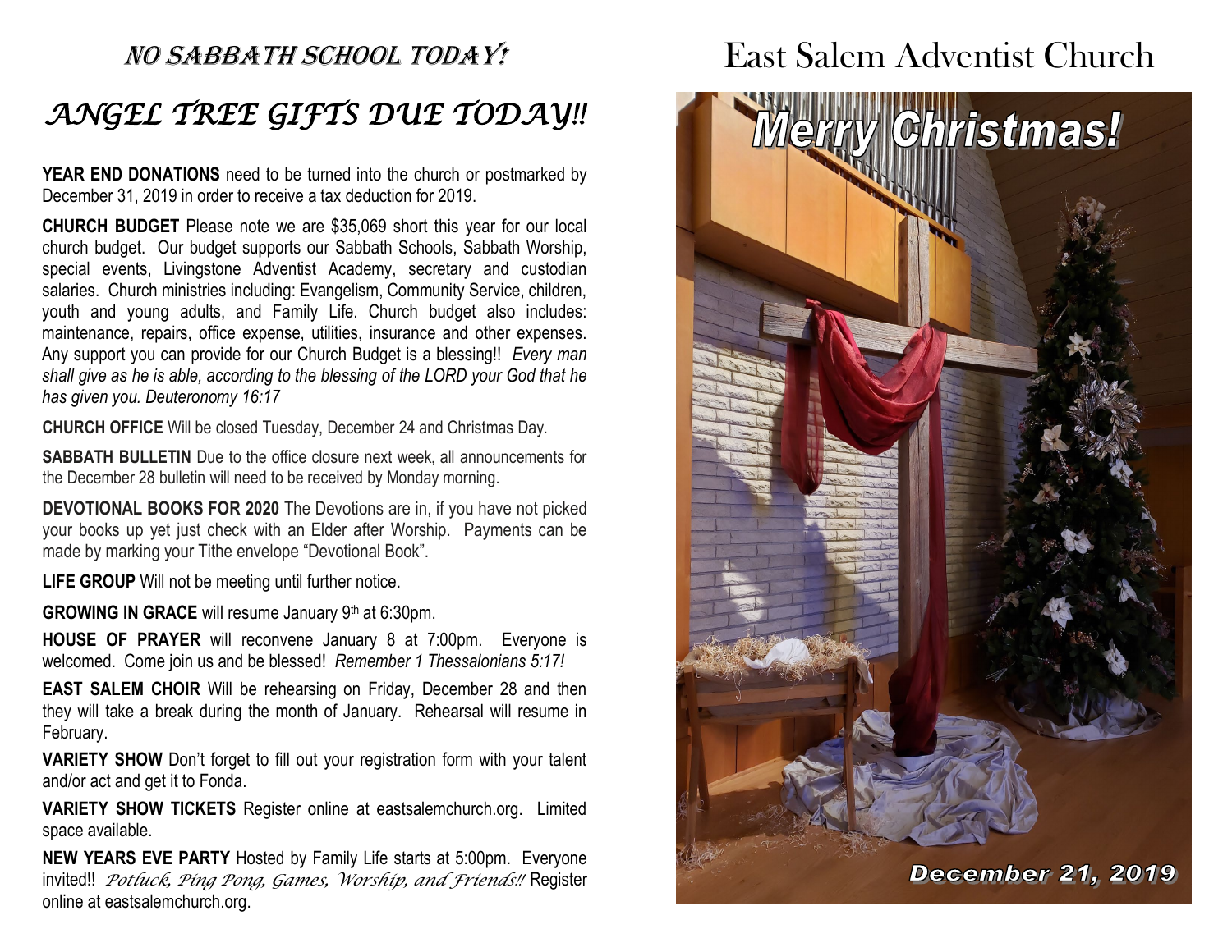# *NO SABBATH SCHOOL TODAY!*

# *ANGEL TREE GIFTS DUE TODAY!!*

**YEAR END DONATIONS** need to be turned into the church or postmarked by December 31, 2019 in order to receive a tax deduction for 2019.

**CHURCH BUDGET** Please note we are $35,069 short this year for our local church budget. Our budget supports our Sabbath Schools, Sabbath Worship, special events, Livingstone Adventist Academy, secretary and custodian salaries. Church ministries including: Evangelism, Community Service, children, youth and young adults, and Family Life. Church budget also includes: maintenance, repairs, office expense, utilities, insurance and other expenses. Any support you can provide for our Church Budget is a blessing!! *Every man shall give as he is able, according to the blessing of the LORD your God that he has given you. Deuteronomy 16:17*

**CHURCH OFFICE** Will be closed Tuesday, December 24 and Christmas Day.

**SABBATH BULLETIN** Due to the office closure next week, all announcements for the December 28 bulletin will need to be received by Monday morning.

**DEVOTIONAL BOOKS FOR 2020** The Devotions are in, if you have not picked your books up yet just check with an Elder after Worship. Payments can be made by marking your Tithe envelope "Devotional Book".

**LIFE GROUP** Will not be meeting until further notice.

**GROWING IN GRACE** will resume January 9th at 6:30pm.

**HOUSE OF PRAYER** will reconvene January 8 at 7:00pm. Everyone is welcomed. Come join us and be blessed! *Remember 1 Thessalonians 5:17!*

**EAST SALEM CHOIR** Will be rehearsing on Friday, December 28 and then they will take a break during the month of January. Rehearsal will resume in February.

**VARIETY SHOW** Don't forget to fill out your registration form with your talent and/or act and get it to Fonda.

**VARIETY SHOW TICKETS** Register online at eastsalemchurch.org. Limited space available.

**NEW YEARS EVE PARTY** Hosted by Family Life starts at 5:00pm. Everyone invited!! *Potluck, Ping Pong, Games, Worship, and Friends!!* Register online at eastsalemchurch.org.

# East Salem Adventist Church

Merry Christmas!

December 21, 2019